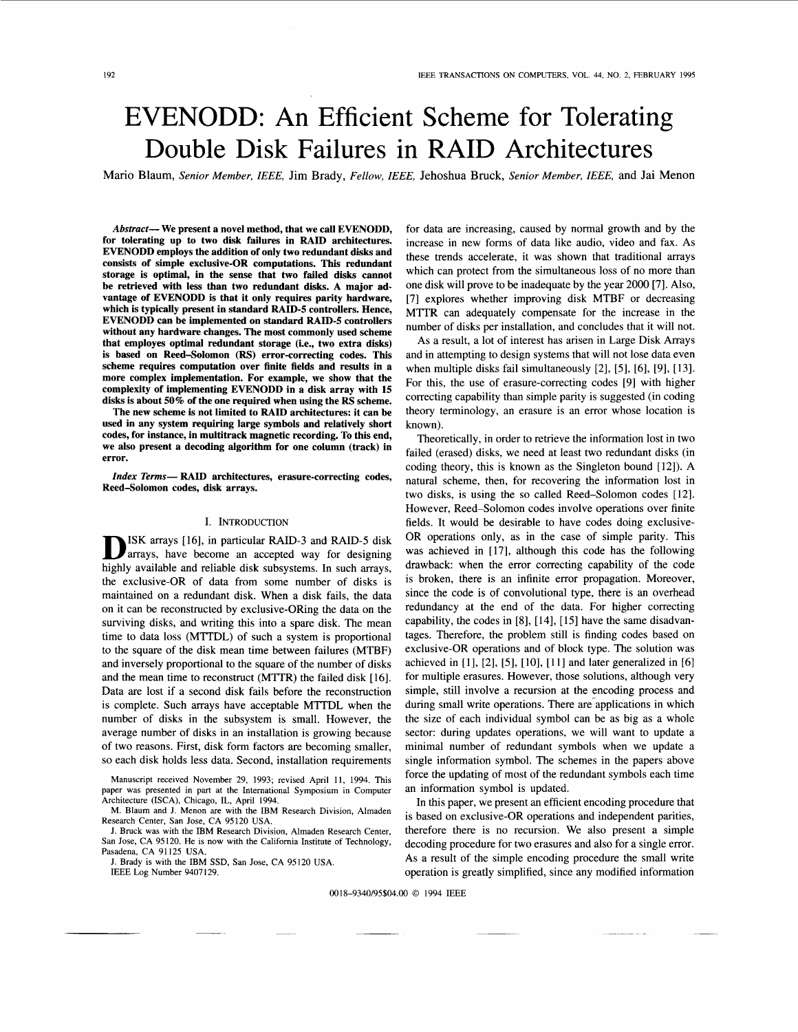# EVENODD: An Efficient Scheme for Tolerating Double Disk Failures in RAID Architectures

Mario Blaum, *Senior Member, IEEE*, Jim Brady, *Fellow, IEEE*, Jehoshua Bruck, *Senior Member, IEEE*, and Jai Menon

***Abstract*— We present a novel method, that we call EVENODD, for tolerating up to two disk failures in RAID architectures. EVENODD employs the addition of only two redundant disks and consists of simple exclusive-OR computations. This redundant storage is optimal, in the sense that two failed disks cannot be retrieved with less than two redundant disks. A major advantage of EVENODD is that it only requires parity hardware, which is typically present in standard RAID-5 controllers. Hence, EVENODD can be implemented on standard RAID-5 controllers without any hardware changes. The most commonly used scheme that employes optimal redundant storage (i.e., two extra disks) is based on Reed–Solomon (RS) error-correcting codes. This scheme requires computation over finite fields and results in a more complex implementation. For example, we show that the complexity of implementing EVENODD in a disk array with 15 disks is about 50% of the one required when using the RS scheme.**

**The new scheme is not limited to RAID architectures: it can be used in any system requiring large symbols and relatively short codes, for instance, in multitrack magnetic recording. To this end, we also present a decoding algorithm for one column (track) in error.**

***Index Terms*— RAID architectures, erasure-correcting codes, Reed–Solomon codes, disk arrays.**

## I. Introduction

Disk arrays [16], in particular RAID-3 and RAID-5 disk arrays, have become an accepted way for designing highly available and reliable disk subsystems. In such arrays, the exclusive-OR of data from some number of disks is maintained on a redundant disk. When a disk fails, the data on it can be reconstructed by exclusive-ORing the data on the surviving disks, and writing this into a spare disk. The mean time to data loss (MTTDL) of such a system is proportional to the square of the disk mean time between failures (MTBF) and inversely proportional to the square of the number of disks and the mean time to reconstruct (MTTR) the failed disk [16]. Data are lost if a second disk fails before the reconstruction is complete. Such arrays have acceptable MTTDL when the number of disks in the subsystem is small. However, the average number of disks in an installation is growing because of two reasons. First, disk form factors are becoming smaller, so each disk holds less data. Second, installation requirements for data are increasing, caused by normal growth and by the increase in new forms of data like audio, video and fax. As these trends accelerate, it was shown that traditional arrays which can protect from the simultaneous loss of no more than one disk will prove to be inadequate by the year 2000 [7]. Also, [7] explores whether improving disk MTBF or decreasing MTTR can adequately compensate for the increase in the number of disks per installation, and concludes that it will not.

As a result, a lot of interest has arisen in Large Disk Arrays and in attempting to design systems that will not lose data even when multiple disks fail simultaneously [2], [5], [6], [9], [13]. For this, the use of erasure-correcting codes [9] with higher correcting capability than simple parity is suggested (in coding theory terminology, an erasure is an error whose location is known).

Theoretically, in order to retrieve the information lost in two failed (erased) disks, we need at least two redundant disks (in coding theory, this is known as the Singleton bound [12]). A natural scheme, then, for recovering the information lost in two disks, is using the so called Reed–Solomon codes [12]. However, Reed–Solomon codes involve operations over finite fields. It would be desirable to have codes doing exclusive-OR operations only, as in the case of simple parity. This was achieved in [17], although this code has the following drawback: when the error correcting capability of the code is broken, there is an infinite error propagation. Moreover, since the code is of convolutional type, there is an overhead redundancy at the end of the data. For higher correcting capability, the codes in [8], [14], [15] have the same disadvantages. Therefore, the problem still is finding codes based on exclusive-OR operations and of block type. The solution was achieved in [1], [2], [5], [10], [11] and later generalized in [6] for multiple erasures. However, those solutions, although very simple, still involve a recursion at the encoding process and during small write operations. There are applications in which the size of each individual symbol can be as big as a whole sector: during updates operations, we will want to update a minimal number of redundant symbols when we update a single information symbol. The schemes in the papers above force the updating of most of the redundant symbols each time an information symbol is updated.

In this paper, we present an efficient encoding procedure that is based on exclusive-OR operations and independent parities, therefore there is no recursion. We also present a simple decoding procedure for two erasures and also for a single error. As a result of the simple encoding procedure the small write operation is greatly simplified, since any modified information

Manuscript received November 29, 1993; revised April 11, 1994. This paper was presented in part at the International Symposium in Computer Architecture (ISCA), Chicago, IL, April 1994.

M. Blaum and J. Menon are with the IBM Research Division, Almaden Research Center, San Jose, CA 95120 USA.

J. Bruck was with the IBM Research Division, Almaden Research Center, San Jose, CA 95120. He is now with the California Institute of Technology, Pasadena, CA 91125 USA.

J. Brady is with the IBM SSD, San Jose, CA 95120 USA.

IEEE Log Number 9407129.

0018-9340/95$04.00 © 1994 IEEE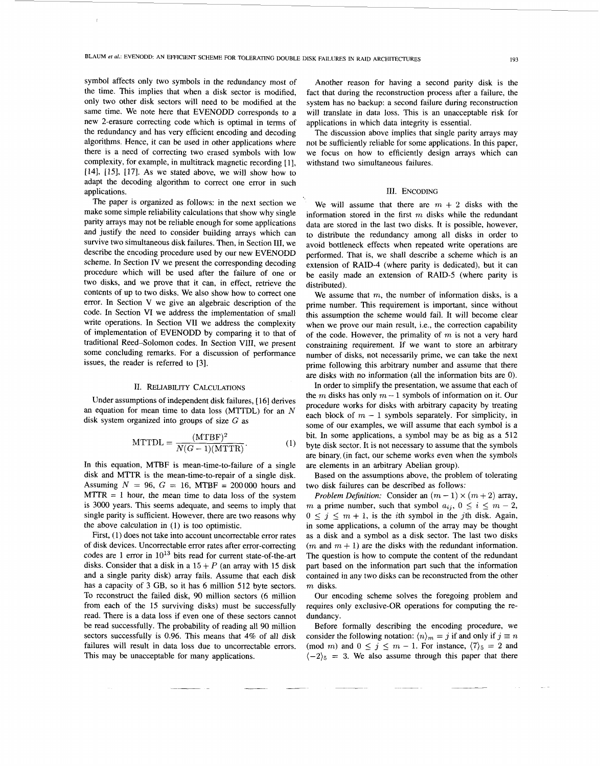symbol affects only two symbols in the redundancy most of the time. This implies that when a disk sector is modified, only two other disk sectors will need to be modified at the same time. We note here that EVENODD corresponds to a new 2-erasure correcting code which is optimal in terms of the redundancy and has very efficient encoding and decoding algorithms. Hence, it can be used in other applications where there is a need of correcting two erased symbols with low complexity, for example, in multitrack magnetic recording [1], [14], [15], [17]. As we stated above, we will show how to adapt the decoding algorithm to correct one error in such applications.

The paper is organized as follows: in the next section we make some simple reliability calculations that show why single parity arrays may not be reliable enough for some applications and justify the need to consider building arrays which can survive two simultaneous disk failures. Then, in Section III, we describe the encoding procedure used by our new EVENODD scheme. In Section IV we present the corresponding decoding procedure which will be used after the failure of one or two disks, and we prove that it can, in effect, retrieve the contents of up to two disks. We also show how to correct one error. In Section V we give an algebraic description of the code. In Section VI we address the implementation of small write operations. In Section VII we address the complexity of implementation of EVENODD by comparing it to that of traditional Reed–Solomon codes. In Section VIII, we present some concluding remarks. For a discussion of performance issues, the reader is referred to [3].

## II. Reliability Calculations

Under assumptions of independent disk failures, [16] derives an equation for mean time to data loss (MTTDL) for an $N$ disk system organized into groups of size $G$ as

$$\text{MTTDL} = \frac{(\text{MTBF})^2}{N(G-1)(\text{MTTR})}. \tag{1}$$

In this equation, MTBF is mean-time-to-failure of a single disk and MTTR is the mean-time-to-repair of a single disk. Assuming $N = 96$, $G = 16$, MTBF = 200 000 hours and MTTR = 1 hour, the mean time to data loss of the system is 3000 years. This seems adequate, and seems to imply that single parity is sufficient. However, there are two reasons why the above calculation in (1) is too optimistic.

First, (1) does not take into account uncorrectable error rates of disk devices. Uncorrectable error rates after error-correcting codes are 1 error in $10^{13}$ bits read for current state-of-the-art disks. Consider that a disk in a $15 + P$ (an array with 15 disk and a single parity disk) array fails. Assume that each disk has a capacity of 3 GB, so it has 6 million 512 byte sectors. To reconstruct the failed disk, 90 million sectors (6 million from each of the 15 surviving disks) must be successfully read. There is a data loss if even one of these sectors cannot be read successfully. The probability of reading all 90 million sectors successfully is 0.96. This means that 4% of all disk failures will result in data loss due to uncorrectable errors. This may be unacceptable for many applications.

Another reason for having a second parity disk is the fact that during the reconstruction process after a failure, the system has no backup: a second failure during reconstruction will translate in data loss. This is an unacceptable risk for applications in which data integrity is essential.

The discussion above implies that single parity arrays may not be sufficiently reliable for some applications. In this paper, we focus on how to efficiently design arrays which can withstand two simultaneous failures.

## III. Encoding

We will assume that there are $m + 2$ disks with the information stored in the first $m$ disks while the redundant data are stored in the last two disks. It is possible, however, to distribute the redundancy among all disks in order to avoid bottleneck effects when repeated write operations are performed. That is, we shall describe a scheme which is an extension of RAID-4 (where parity is dedicated), but it can be easily made an extension of RAID-5 (where parity is distributed).

We assume that $m$, the number of information disks, is a prime number. This requirement is important, since without this assumption the scheme would fail. It will become clear when we prove our main result, i.e., the correction capability of the code. However, the primality of $m$ is not a very hard constraining requirement. If we want to store an arbitrary number of disks, not necessarily prime, we can take the next prime following this arbitrary number and assume that there are disks with no information (all the information bits are 0).

In order to simplify the presentation, we assume that each of the $m$ disks has only $m-1$ symbols of information on it. Our procedure works for disks with arbitrary capacity by treating each block of $m - 1$ symbols separately. For simplicity, in some of our examples, we will assume that each symbol is a bit. In some applications, a symbol may be as big as a 512 byte disk sector. It is not necessary to assume that the symbols are binary (in fact, our scheme works even when the symbols are elements in an arbitrary Abelian group).

Based on the assumptions above, the problem of tolerating two disk failures can be described as follows:

*Problem Definition:* Consider an $(m-1) \times (m+2)$ array, $m$ a prime number, such that symbol $a_{ij}$, $0 \le i \le m-2$, $0 \le j \le m+1$, is the $i$th symbol in the $j$th disk. Again, in some applications, a column of the array may be thought as a disk and a symbol as a disk sector. The last two disks ($m$ and $m+1$) are the disks with the redundant information. The question is how to compute the content of the redundant part based on the information part such that the information contained in any two disks can be reconstructed from the other $m$ disks.

Our encoding scheme solves the foregoing problem and requires only exclusive-OR operations for computing the redundancy.

Before formally describing the encoding procedure, we consider the following notation: $\langle n \rangle_m = j$ if and only if $j \equiv n \pmod{m}$ and $0 \le j \le m-1$. For instance, $\langle 7 \rangle_5 = 2$ and $\langle -2 \rangle_5 = 3$. We also assume through this paper that there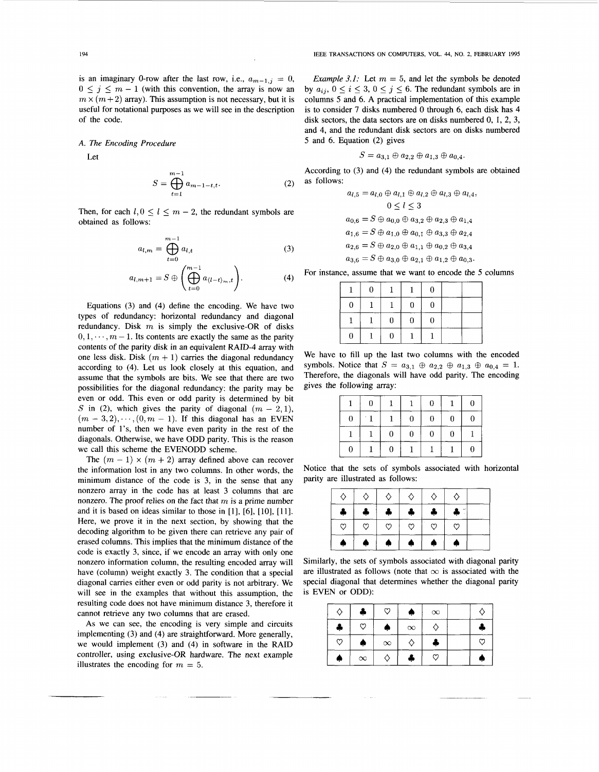is an imaginary 0-row after the last row, i.e., $a_{m-1,j} = 0$, $0 \leq j \leq m-1$ (with this convention, the array is now an $m \times (m+2)$ array). This assumption is not necessary, but it is useful for notational purposes as we will see in the description of the code.

### A. The Encoding Procedure

Let

$$S = \bigoplus_{t=1}^{m-1} a_{m-1-t,t}. \tag{2}$$

Then, for each $l, 0 \leq l \leq m-2$, the redundant symbols are obtained as follows:

$$a_{l,m} = \bigoplus_{t=0}^{m-1} a_{l,t} \tag{3}$$

$$a_{l,m+1} = S \oplus \left( \bigoplus_{t=0}^{m-1} a_{\langle l-t \rangle_m, t} \right). \tag{4}$$

Equations (3) and (4) define the encoding. We have two types of redundancy: horizontal redundancy and diagonal redundancy. Disk $m$ is simply the exclusive-OR of disks $0, 1, \cdots, m-1$. Its contents are exactly the same as the parity contents of the parity disk in an equivalent RAID-4 array with one less disk. Disk $(m+1)$ carries the diagonal redundancy according to (4). Let us look closely at this equation, and assume that the symbols are bits. We see that there are two possibilities for the diagonal redundancy: the parity may be even or odd. This even or odd parity is determined by bit $S$ in (2), which gives the parity of diagonal $(m-2, 1)$, $(m-3, 2), \cdots, (0, m-1)$. If this diagonal has an EVEN number of 1's, then we have even parity in the rest of the diagonals. Otherwise, we have ODD parity. This is the reason we call this scheme the EVENODD scheme.

The $(m-1) \times (m+2)$ array defined above can recover the information lost in any two columns. In other words, the minimum distance of the code is 3, in the sense that any nonzero array in the code has at least 3 columns that are nonzero. The proof relies on the fact that $m$ is a prime number and it is based on ideas similar to those in [1], [6], [10], [11]. Here, we prove it in the next section, by showing that the decoding algorithm to be given there can retrieve any pair of erased columns. This implies that the minimum distance of the code is exactly 3, since, if we encode an array with only one nonzero information column, the resulting encoded array will have (column) weight exactly 3. The condition that a special diagonal carries either even or odd parity is not arbitrary. We will see in the examples that without this assumption, the resulting code does not have minimum distance 3, therefore it cannot retrieve any two columns that are erased.

As we can see, the encoding is very simple and circuits implementing (3) and (4) are straightforward. More generally, we would implement (3) and (4) in software in the RAID controller, using exclusive-OR hardware. The next example illustrates the encoding for $m = 5$.

*Example 3.1:* Let $m = 5$, and let the symbols be denoted by $a_{ij}$, $0 \leq i \leq 3$, $0 \leq j \leq 6$. The redundant symbols are in columns 5 and 6. A practical implementation of this example is to consider 7 disks numbered 0 through 6, each disk has 4 disk sectors, the data sectors are on disks numbered 0, 1, 2, 3, and 4, and the redundant disk sectors are on disks numbered 5 and 6. Equation (2) gives

$$S = a_{3,1} \oplus a_{2,2} \oplus a_{1,3} \oplus a_{0,4}.$$

According to (3) and (4) the redundant symbols are obtained as follows:

$$a_{l,5} = a_{l,0} \oplus a_{l,1} \oplus a_{l,2} \oplus a_{l,3} \oplus a_{l,4},$$
$$0 \leq l \leq 3$$
$$a_{0,6} = S \oplus a_{0,0} \oplus a_{3,2} \oplus a_{2,3} \oplus a_{1,4}$$
$$a_{1,6} = S \oplus a_{1,0} \oplus a_{0,1} \oplus a_{3,3} \oplus a_{2,4}$$
$$a_{2,6} = S \oplus a_{2,0} \oplus a_{1,1} \oplus a_{0,2} \oplus a_{3,4}$$
$$a_{3,6} = S \oplus a_{3,0} \oplus a_{2,1} \oplus a_{1,2} \oplus a_{0,3}.$$

For instance, assume that we want to encode the 5 columns

| | | | | | | |
|---|---|---|---|---|---|---|
| 1 | 0 | 1 | 1 | 0 | | |
| 0 | 1 | 1 | 0 | 0 | | |
| 1 | 1 | 0 | 0 | 0 | | |
| 0 | 1 | 0 | 1 | 1 | | |

We have to fill up the last two columns with the encoded symbols. Notice that $S = a_{3,1} \oplus a_{2,2} \oplus a_{1,3} \oplus a_{0,4} = 1$. Therefore, the diagonals will have odd parity. The encoding gives the following array:

| | | | | | | |
|---|---|---|---|---|---|---|
| 1 | 0 | 1 | 1 | 0 | 1 | 0 |
| 0 | 1 | 1 | 0 | 0 | 0 | 0 |
| 1 | 1 | 0 | 0 | 0 | 0 | 1 |
| 0 | 1 | 0 | 1 | 1 | 1 | 0 |

Notice that the sets of symbols associated with horizontal parity are illustrated as follows:

| | | | | | | |
|---|---|---|---|---|---|---|
| ◇ | ◇ | ◇ | ◇ | ◇ | ◇ | |
| ♣ | ♣ | ♣ | ♣ | ♣ | ♣ | |
| ♡ | ♡ | ♡ | ♡ | ♡ | ♡ | |
| ♠ | ♠ | ♠ | ♠ | ♠ | ♠ | |

Similarly, the sets of symbols associated with diagonal parity are illustrated as follows (note that $\infty$ is associated with the special diagonal that determines whether the diagonal parity is EVEN or ODD):

| | | | | | | |
|---|---|---|---|---|---|---|
| ◇ | ♣ | ♡ | ♠ | $\infty$ | | ◇ |
| ♣ | ♡ | ♠ | $\infty$ | ◇ | | ♣ |
| ♡ | ♠ | $\infty$ | ◇ | ♣ | | ♡ |
| ♠ | $\infty$ | ◇ | ♣ | ♡ | | ♠ |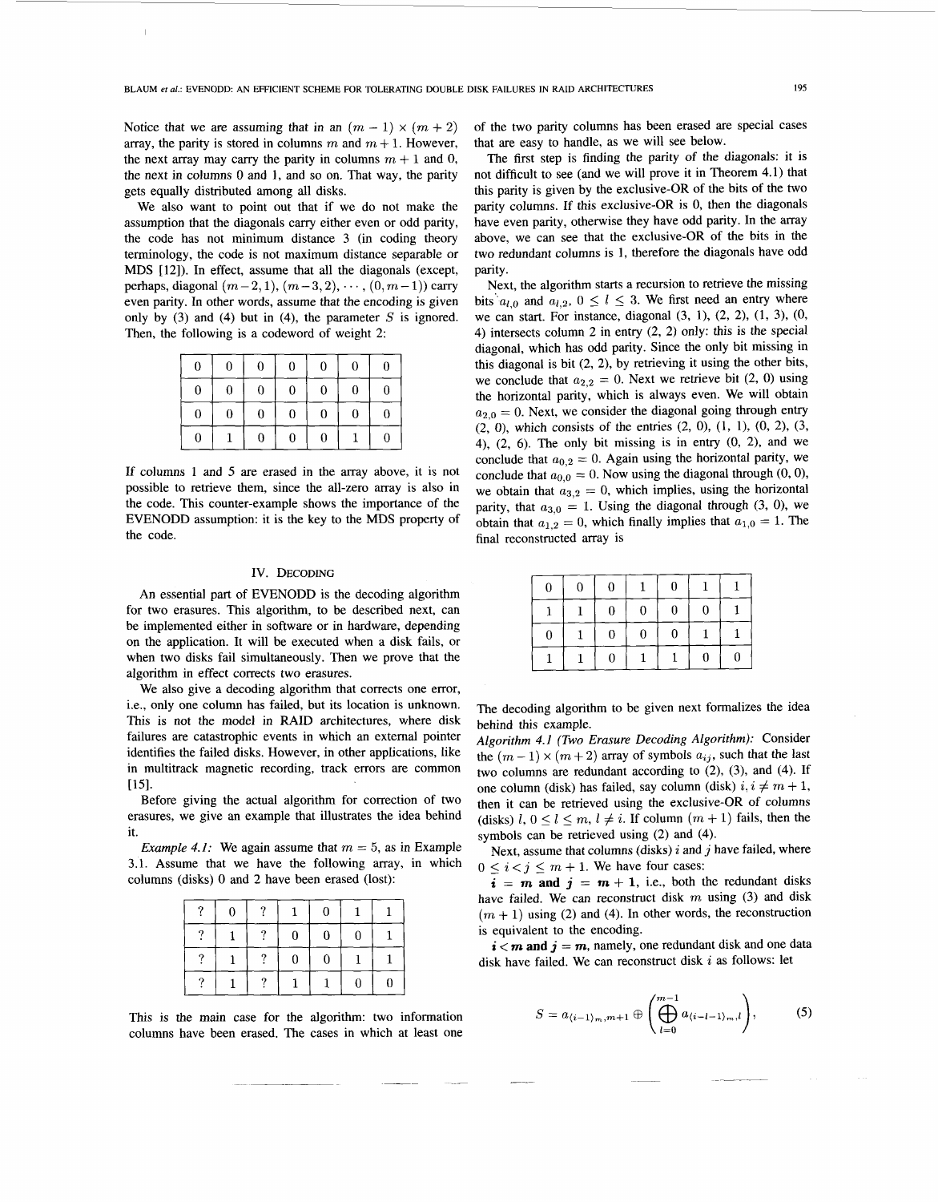Notice that we are assuming that in an $(m-1) \times (m+2)$ array, the parity is stored in columns $m$ and $m+1$. However, the next array may carry the parity in columns $m+1$ and 0, the next in columns 0 and 1, and so on. That way, the parity gets equally distributed among all disks.

We also want to point out that if we do not make the assumption that the diagonals carry either even or odd parity, the code has not minimum distance 3 (in coding theory terminology, the code is not maximum distance separable or MDS [12]). In effect, assume that all the diagonals (except, perhaps, diagonal $(m-2, 1), (m-3, 2), \cdots, (0, m-1)$) carry even parity. In other words, assume that the encoding is given only by (3) and (4) but in (4), the parameter $S$ is ignored. Then, the following is a codeword of weight 2:

| | | | | | | |
|---|---|---|---|---|---|---|
| 0 | 0 | 0 | 0 | 0 | 0 | 0 |
| 0 | 0 | 0 | 0 | 0 | 0 | 0 |
| 0 | 0 | 0 | 0 | 0 | 0 | 0 |
| 0 | 1 | 0 | 0 | 0 | 1 | 0 |

If columns 1 and 5 are erased in the array above, it is not possible to retrieve them, since the all-zero array is also in the code. This counter-example shows the importance of the EVENODD assumption: it is the key to the MDS property of the code.

## IV. Decoding

An essential part of EVENODD is the decoding algorithm for two erasures. This algorithm, to be described next, can be implemented either in software or in hardware, depending on the application. It will be executed when a disk fails, or when two disks fail simultaneously. Then we prove that the algorithm in effect corrects two erasures.

We also give a decoding algorithm that corrects one error, i.e., only one column has failed, but its location is unknown. This is not the model in RAID architectures, where disk failures are catastrophic events in which an external pointer identifies the failed disks. However, in other applications, like in multitrack magnetic recording, track errors are common [15].

Before giving the actual algorithm for correction of two erasures, we give an example that illustrates the idea behind it.

*Example 4.1:* We again assume that $m = 5$, as in Example 3.1. Assume that we have the following array, in which columns (disks) 0 and 2 have been erased (lost):

| | | | | | | |
|---|---|---|---|---|---|---|
| ? | 0 | ? | 1 | 0 | 1 | 1 |
| ? | 1 | ? | 0 | 0 | 0 | 1 |
| ? | 1 | ? | 0 | 0 | 1 | 1 |
| ? | 1 | ? | 1 | 1 | 0 | 0 |

This is the main case for the algorithm: two information columns have been erased. The cases in which at least one of the two parity columns has been erased are special cases that are easy to handle, as we will see below.

The first step is finding the parity of the diagonals: it is not difficult to see (and we will prove it in Theorem 4.1) that this parity is given by the exclusive-OR of the bits of the two parity columns. If this exclusive-OR is 0, then the diagonals have even parity, otherwise they have odd parity. In the array above, we can see that the exclusive-OR of the bits in the two redundant columns is 1, therefore the diagonals have odd parity.

Next, the algorithm starts a recursion to retrieve the missing bits $a_{l,0}$ and $a_{l,2}$, $0 \leq l \leq 3$. We first need an entry where we can start. For instance, diagonal (3, 1), (2, 2), (1, 3), (0, 4) intersects column 2 in entry (2, 2) only: this is the special diagonal, which has odd parity. Since the only bit missing in this diagonal is bit (2, 2), by retrieving it using the other bits, we conclude that $a_{2,2} = 0$. Next we retrieve bit (2, 0) using the horizontal parity, which is always even. We will obtain $a_{2,0} = 0$. Next, we consider the diagonal going through entry (2, 0), which consists of the entries (2, 0), (1, 1), (0, 2), (3, 4), (2, 6). The only bit missing is in entry (0, 2), and we conclude that $a_{0,2} = 0$. Again using the horizontal parity, we conclude that $a_{0,0} = 0$. Now using the diagonal through (0, 0), we obtain that $a_{3,2} = 0$, which implies, using the horizontal parity, that $a_{3,0} = 1$. Using the diagonal through (3, 0), we obtain that $a_{1,2} = 0$, which finally implies that $a_{1,0} = 1$. The final reconstructed array is

| | | | | | | |
|---|---|---|---|---|---|---|
| 0 | 0 | 0 | 1 | 0 | 1 | 1 |
| 1 | 1 | 0 | 0 | 0 | 0 | 1 |
| 0 | 1 | 0 | 0 | 0 | 1 | 1 |
| 1 | 1 | 0 | 1 | 1 | 0 | 0 |

The decoding algorithm to be given next formalizes the idea behind this example.

*Algorithm 4.1 (Two Erasure Decoding Algorithm):* Consider the $(m-1) \times (m+2)$ array of symbols $a_{ij}$, such that the last two columns are redundant according to (2), (3), and (4). If one column (disk) has failed, say column (disk) $i, i \neq m+1$, then it can be retrieved using the exclusive-OR of columns (disks) $l$, $0 \leq l \leq m$, $l \neq i$. If column $(m+1)$ fails, then the symbols can be retrieved using (2) and (4).

Next, assume that columns (disks) $i$ and $j$ have failed, where $0 \leq i < j \leq m+1$. We have four cases:

$\boldsymbol{i = m}$ **and** $\boldsymbol{j = m+1}$, i.e., both the redundant disks have failed. We can reconstruct disk $m$ using (3) and disk $(m+1)$ using (2) and (4). In other words, the reconstruction is equivalent to the encoding.

$\boldsymbol{i < m}$ **and** $\boldsymbol{j = m}$, namely, one redundant disk and one data disk have failed. We can reconstruct disk $i$ as follows: let

$$S = a_{\langle i-1 \rangle_m, m+1} \oplus \left( \bigoplus_{l=0}^{m-1} a_{\langle i-l-1 \rangle_m, l} \right), \tag{5}$$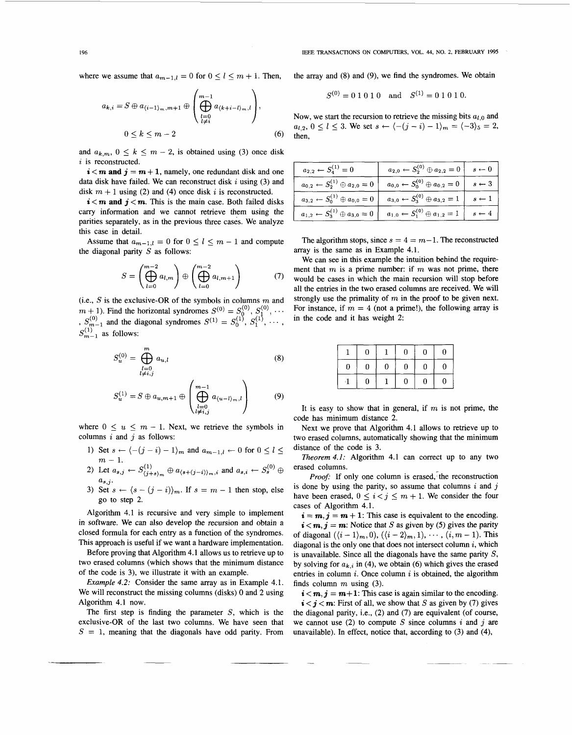where we assume that $a_{m-1,l} = 0$ for $0 \le l \le m+1$. Then,

$$a_{k,i} = S \oplus a_{\langle i-1 \rangle_m, m+1} \oplus \left( \bigoplus_{\substack{l=0 \\ l \ne i}}^{m-1} a_{\langle k+i-l \rangle_m, l} \right),$$

$$0 \le k \le m-2 \tag{6}$$

and $a_{k,m}$, $0 \le k \le m-2$, is obtained using (3) once disk $i$ is reconstructed.

**$i < m$ and $j = m+1$**, namely, one redundant disk and one data disk have failed. We can reconstruct disk $i$ using (3) and disk $m+1$ using (2) and (4) once disk $i$ is reconstructed.

**$i < m$ and $j < m$.** This is the main case. Both failed disks carry information and we cannot retrieve them using the parities separately, as in the previous three cases. We analyze this case in detail.

Assume that $a_{m-1,l} = 0$ for $0 \le l \le m-1$ and compute the diagonal parity $S$ as follows:

$$S = \left( \bigoplus_{l=0}^{m-2} a_{l,m} \right) \oplus \left( \bigoplus_{l=0}^{m-2} a_{l,m+1} \right) \tag{7}$$

(i.e., $S$ is the exclusive-OR of the symbols in columns $m$ and $m+1$). Find the horizontal syndromes $S^{(0)} = S_0^{(0)}, S_1^{(0)}, \cdots, S_{m-1}^{(0)}$ and the diagonal syndromes $S^{(1)} = S_0^{(1)}, S_1^{(1)}, \cdots, S_{m-1}^{(1)}$ as follows:

$$S_u^{(0)} = \bigoplus_{\substack{l=0 \\ l \ne i,j}}^{m} a_{u,l} \tag{8}$$

$$S_u^{(1)} = S \oplus a_{u,m+1} \oplus \left( \bigoplus_{\substack{l=0 \\ l \ne i,j}}^{m-1} a_{\langle u-l \rangle_m, l} \right) \tag{9}$$

where $0 \le u \le m-1$. Next, we retrieve the symbols in columns $i$ and $j$ as follows:

1) Set $s \leftarrow \langle -(j-i)-1 \rangle_m$ and $a_{m-1,l} \leftarrow 0$ for $0 \le l \le m-1$.
2) Let $a_{s,j} \leftarrow S_{\langle j+s \rangle_m}^{(1)} \oplus a_{\langle s+(j-i) \rangle_m, i}$ and $a_{s,i} \leftarrow S_s^{(0)} \oplus a_{s,j}$.
3) Set $s \leftarrow \langle s-(j-i) \rangle_m$. If $s = m-1$ then stop, else go to step 2.

Algorithm 4.1 is recursive and very simple to implement in software. We can also develop the recursion and obtain a closed formula for each entry as a function of the syndromes. This approach is useful if we want a hardware implementation.

Before proving that Algorithm 4.1 allows us to retrieve up to two erased columns (which shows that the minimum distance of the code is 3), we illustrate it with an example.

*Example 4.2:* Consider the same array as in Example 4.1. We will reconstruct the missing columns (disks) 0 and 2 using Algorithm 4.1 now.

The first step is finding the parameter $S$, which is the exclusive-OR of the last two columns. We have seen that $S = 1$, meaning that the diagonals have odd parity. From the array and (8) and (9), we find the syndromes. We obtain

$$S^{(0)} = 0\,1\,0\,1\,0 \quad \text{and} \quad S^{(1)} = 0\,1\,0\,1\,0.$$

Now, we start the recursion to retrieve the missing bits $a_{l,0}$ and $a_{l,2}$, $0 \le l \le 3$. We set $s \leftarrow \langle -(j-i)-1 \rangle_m = \langle -3 \rangle_5 = 2$, then,

| | | |
|---|---|---|
| $a_{2,2} \leftarrow S_4^{(1)} = 0$ | $a_{2,0} \leftarrow S_2^{(0)} \oplus a_{2,2} = 0$ | $s \leftarrow 0$ |
| $a_{0,2} \leftarrow S_2^{(1)} \oplus a_{2,0} = 0$ | $a_{0,0} \leftarrow S_0^{(0)} \oplus a_{0,2} = 0$ | $s \leftarrow 3$ |
| $a_{3,2} \leftarrow S_0^{(1)} \oplus a_{0,0} = 0$ | $a_{3,0} \leftarrow S_3^{(0)} \oplus a_{3,2} = 1$ | $s \leftarrow 1$ |
| $a_{1,2} \leftarrow S_3^{(1)} \oplus a_{3,0} = 0$ | $a_{1,0} \leftarrow S_1^{(0)} \oplus a_{1,2} = 1$ | $s \leftarrow 4$ |

The algorithm stops, since $s = 4 = m-1$. The reconstructed array is the same as in Example 4.1.

We can see in this example the intuition behind the requirement that $m$ is a prime number: if $m$ was not prime, there would be cases in which the main recursion will stop before all the entries in the two erased columns are received. We will strongly use the primality of $m$ in the proof to be given next. For instance, if $m = 4$ (not a prime!), the following array is in the code and it has weight 2:

| | | | | | |
|---|---|---|---|---|---|
| 1 | 0 | 1 | 0 | 0 | 0 |
| 0 | 0 | 0 | 0 | 0 | 0 |
| 1 | 0 | 1 | 0 | 0 | 0 |

It is easy to show that in general, if $m$ is not prime, the code has minimum distance 2.

Next we prove that Algorithm 4.1 allows to retrieve up to two erased columns, automatically showing that the minimum distance of the code is 3.

*Theorem 4.1:* Algorithm 4.1 can correct up to any two erased columns.

*Proof:* If only one column is erased, the reconstruction is done by using the parity, so assume that columns $i$ and $j$ have been erased, $0 \le i < j \le m+1$. We consider the four cases of Algorithm 4.1.

**$i = m, j = m+1$:** This case is equivalent to the encoding.

**$i < m, j = m$:** Notice that $S$ as given by (5) gives the parity of diagonal $(\langle i-1 \rangle_m, 0), (\langle i-2 \rangle_m, 1), \cdots, (i, m-1)$. This diagonal is the only one that does not intersect column $i$, which is unavailable. Since all the diagonals have the same parity $S$, by solving for $a_{k,i}$ in (4), we obtain (6) which gives the erased entries in column $i$. Once column $i$ is obtained, the algorithm finds column $m$ using (3).

**$i < m, j = m+1$:** This case is again similar to the encoding.

**$i < j < m$:** First of all, we show that $S$ as given by (7) gives the diagonal parity, i.e., (2) and (7) are equivalent (of course, we cannot use (2) to compute $S$ since columns $i$ and $j$ are unavailable). In effect, notice that, according to (3) and (4),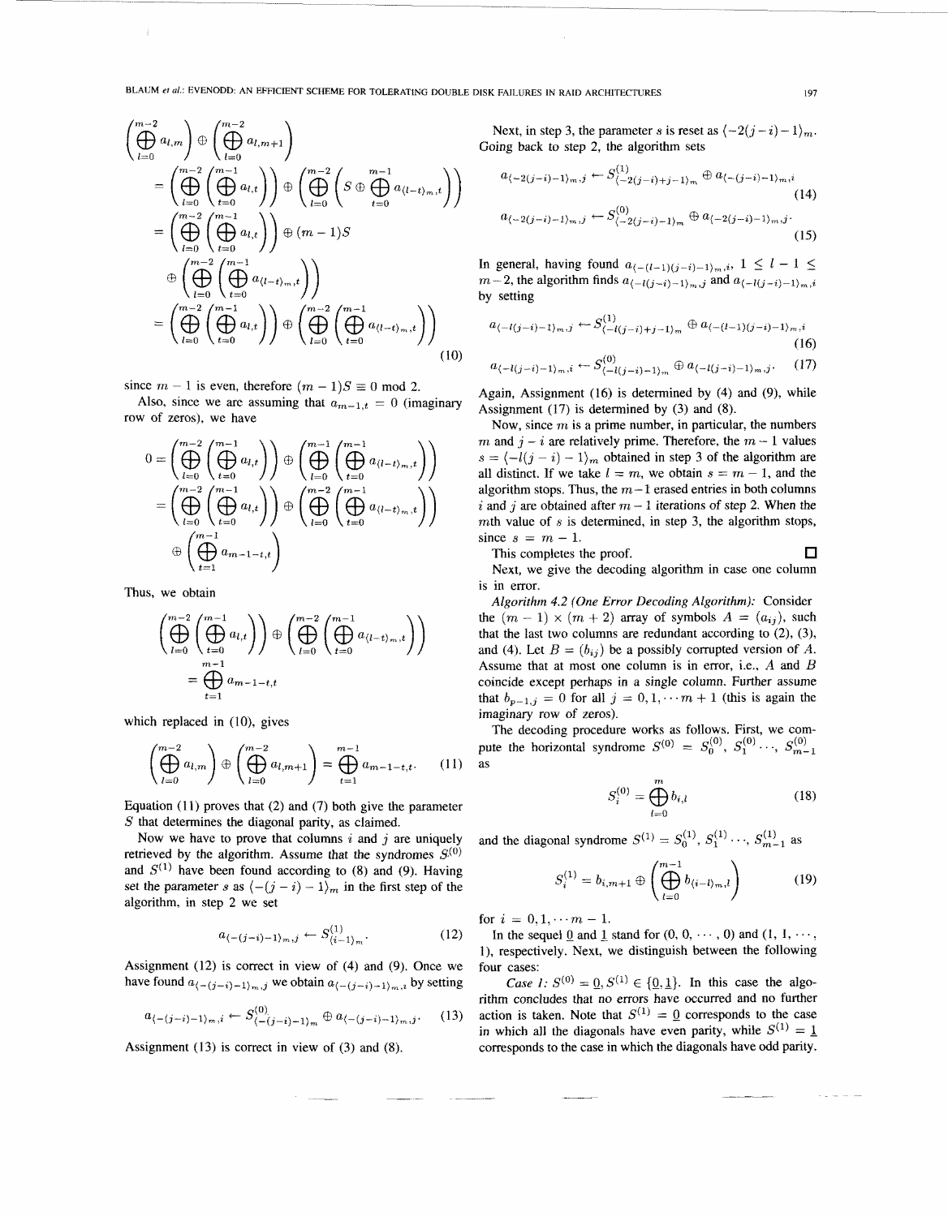$$
\begin{aligned}
&\left(\bigoplus_{l=0}^{m-2} a_{l,m}\right) \oplus \left(\bigoplus_{l=0}^{m-2} a_{l,m+1}\right) \\
&= \left(\bigoplus_{l=0}^{m-2}\left(\bigoplus_{t=0}^{m-1} a_{l,t}\right)\right) \oplus \left(\bigoplus_{l=0}^{m-2}\left(S \oplus \bigoplus_{t=0}^{m-1} a_{\langle l-t\rangle_m,t}\right)\right) \\
&= \left(\bigoplus_{l=0}^{m-2}\left(\bigoplus_{t=0}^{m-1} a_{l,t}\right)\right) \oplus (m-1)S \\
&\quad \oplus \left(\bigoplus_{l=0}^{m-2}\left(\bigoplus_{t=0}^{m-1} a_{\langle l-t\rangle_m,t}\right)\right) \\
&= \left(\bigoplus_{l=0}^{m-2}\left(\bigoplus_{t=0}^{m-1} a_{l,t}\right)\right) \oplus \left(\bigoplus_{l=0}^{m-2}\left(\bigoplus_{t=0}^{m-1} a_{\langle l-t\rangle_m,t}\right)\right)
\end{aligned} \tag{10}
$$

since $m-1$ is even, therefore $(m-1)S \equiv 0 \bmod 2$.

Also, since we are assuming that $a_{m-1,t} = 0$ (imaginary row of zeros), we have

$$
\begin{aligned}
0 &= \left(\bigoplus_{l=0}^{m-2}\left(\bigoplus_{t=0}^{m-1} a_{l,t}\right)\right) \oplus \left(\bigoplus_{l=0}^{m-1}\left(\bigoplus_{t=0}^{m-1} a_{\langle l-t\rangle_m,t}\right)\right) \\
&= \left(\bigoplus_{l=0}^{m-2}\left(\bigoplus_{t=0}^{m-1} a_{l,t}\right)\right) \oplus \left(\bigoplus_{l=0}^{m-2}\left(\bigoplus_{t=0}^{m-1} a_{\langle l-t\rangle_m,t}\right)\right) \\
&\quad \oplus \left(\bigoplus_{t=1}^{m-1} a_{m-1-t,t}\right)
\end{aligned}
$$

Thus, we obtain

$$
\left(\bigoplus_{l=0}^{m-2}\left(\bigoplus_{t=0}^{m-1} a_{l,t}\right)\right) \oplus \left(\bigoplus_{l=0}^{m-2}\left(\bigoplus_{t=0}^{m-1} a_{\langle l-t\rangle_m,t}\right)\right) = \bigoplus_{t=1}^{m-1} a_{m-1-t,t}
$$

which replaced in (10), gives

$$
\left(\bigoplus_{l=0}^{m-2} a_{l,m}\right) \oplus \left(\bigoplus_{l=0}^{m-2} a_{l,m+1}\right) = \bigoplus_{t=1}^{m-1} a_{m-1-t,t}. \tag{11}
$$

Equation (11) proves that (2) and (7) both give the parameter $S$ that determines the diagonal parity, as claimed.

Now we have to prove that columns $i$ and $j$ are uniquely retrieved by the algorithm. Assume that the syndromes $S^{(0)}$ and $S^{(1)}$ have been found according to (8) and (9). Having set the parameter $s$ as $\langle -(j-i)-1\rangle_m$ in the first step of the algorithm, in step 2 we set

$$
a_{\langle -(j-i)-1\rangle_m,j} \leftarrow S^{(1)}_{\langle i-1\rangle_m}. \tag{12}
$$

Assignment (12) is correct in view of (4) and (9). Once we have found $a_{\langle -(j-i)-1\rangle_m,j}$ we obtain $a_{\langle -(j-i)-1\rangle_m,i}$ by setting

$$
a_{\langle -(j-i)-1\rangle_m,i} \leftarrow S^{(0)}_{\langle -(j-i)-1\rangle_m} \oplus a_{\langle -(j-i)-1\rangle_m,j}. \tag{13}
$$

Assignment (13) is correct in view of (3) and (8).

Next, in step 3, the parameter $s$ is reset as $\langle -2(j-i)-1\rangle_m$. Going back to step 2, the algorithm sets

$$
a_{\langle -2(j-i)-1\rangle_m,j} \leftarrow S^{(1)}_{\langle -2(j-i)+j-1\rangle_m} \oplus a_{\langle -(j-i)-1\rangle_m,i} \tag{14}
$$

$$
a_{\langle -2(j-i)-1\rangle_m,i} \leftarrow S^{(0)}_{\langle -2(j-i)-1\rangle_m} \oplus a_{\langle -2(j-i)-1\rangle_m,j}. \tag{15}
$$

In general, having found $a_{\langle -(l-1)(j-i)-1\rangle_m,i}$, $1 \le l-1 \le m-2$, the algorithm finds $a_{\langle -l(j-i)-1\rangle_m,j}$ and $a_{\langle -l(j-i)-1\rangle_m,i}$ by setting

$$
a_{\langle -l(j-i)-1\rangle_m,j} \leftarrow S^{(1)}_{\langle -l(j-i)+j-1\rangle_m} \oplus a_{\langle -(l-1)(j-i)-1\rangle_m,i} \tag{16}
$$

$$
a_{\langle -l(j-i)-1\rangle_m,i} \leftarrow S^{(0)}_{\langle -l(j-i)-1\rangle_m} \oplus a_{\langle -l(j-i)-1\rangle_m,j}. \tag{17}
$$

Again, Assignment (16) is determined by (4) and (9), while Assignment (17) is determined by (3) and (8).

Now, since $m$ is a prime number, in particular, the numbers $m$ and $j-i$ are relatively prime. Therefore, the $m-1$ values $s = \langle -l(j-i)-1\rangle_m$ obtained in step 3 of the algorithm are all distinct. If we take $l = m$, we obtain $s = m-1$, and the algorithm stops. Thus, the $m-1$ erased entries in both columns $i$ and $j$ are obtained after $m-1$ iterations of step 2. When the $m$th value of $s$ is determined, in step 3, the algorithm stops, since $s = m-1$.

This completes the proof. $\square$

Next, we give the decoding algorithm in case one column is in error.

*Algorithm 4.2 (One Error Decoding Algorithm):* Consider the $(m-1) \times (m+2)$ array of symbols $A = (a_{ij})$, such that the last two columns are redundant according to (2), (3), and (4). Let $B = (b_{ij})$ be a possibly corrupted version of $A$. Assume that at most one column is in error, i.e., $A$ and $B$ coincide except perhaps in a single column. Further assume that $b_{p-1,j} = 0$ for all $j = 0, 1, \cdots m+1$ (this is again the imaginary row of zeros).

The decoding procedure works as follows. First, we compute the horizontal syndrome $S^{(0)} = S^{(0)}_0, S^{(0)}_1 \cdots, S^{(0)}_{m-1}$ as

$$
S^{(0)}_i = \bigoplus_{l=0}^{m} b_{i,l} \tag{18}
$$

and the diagonal syndrome $S^{(1)} = S^{(1)}_0, S^{(1)}_1 \cdots, S^{(1)}_{m-1}$ as

$$
S^{(1)}_i = b_{i,m+1} \oplus \left(\bigoplus_{l=0}^{m-1} b_{\langle i-l\rangle_m,l}\right) \tag{19}
$$

for $i = 0, 1, \cdots m-1$.

In the sequel $\underline{0}$ and $\underline{1}$ stand for $(0, 0, \cdots, 0)$ and $(1, 1, \cdots, 1)$, respectively. Next, we distinguish between the following four cases:

*Case 1:* $S^{(0)} = \underline{0}, S^{(1)} \in \{\underline{0}, \underline{1}\}$. In this case the algorithm concludes that no errors have occurred and no further action is taken. Note that $S^{(1)} = \underline{0}$ corresponds to the case in which all the diagonals have even parity, while $S^{(1)} = \underline{1}$ corresponds to the case in which the diagonals have odd parity.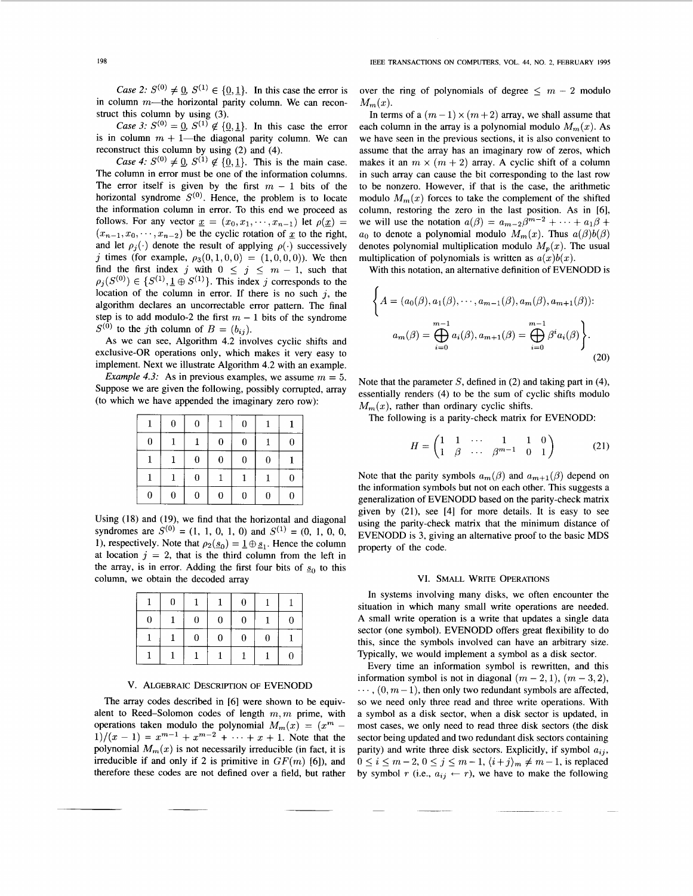*Case 2:* $S^{(0)} \neq \underline{0}$, $S^{(1)} \in \{\underline{0}, \underline{1}\}$. In this case the error is in column $m$—the horizontal parity column. We can reconstruct this column by using (3).

*Case 3:* $S^{(0)} = \underline{0}$, $S^{(1)} \notin \{\underline{0}, \underline{1}\}$. In this case the error is in column $m+1$—the diagonal parity column. We can reconstruct this column by using (2) and (4).

*Case 4:* $S^{(0)} \neq \underline{0}$, $S^{(1)} \notin \{\underline{0}, \underline{1}\}$. This is the main case. The column in error must be one of the information columns. The error itself is given by the first $m-1$ bits of the horizontal syndrome $S^{(0)}$. Hence, the problem is to locate the information column in error. To this end we proceed as follows. For any vector $\underline{x} = (x_0, x_1, \cdots, x_{n-1})$ let $\rho(\underline{x}) = (x_{n-1}, x_0, \cdots, x_{n-2})$ be the cyclic rotation of $\underline{x}$ to the right, and let $\rho_j(\cdot)$ denote the result of applying $\rho(\cdot)$ successively $j$ times (for example, $\rho_3(0,1,0,0) = (1,0,0,0)$). We then find the first index $j$ with $0 \leq j \leq m-1$, such that $\rho_j(S^{(0)}) \in \{S^{(1)}, \underline{1} \oplus S^{(1)}\}$. This index $j$ corresponds to the location of the column in error. If there is no such $j$, the algorithm declares an uncorrectable error pattern. The final step is to add modulo-2 the first $m-1$ bits of the syndrome $S^{(0)}$ to the $j$th column of $B = (b_{ij})$.

As we can see, Algorithm 4.2 involves cyclic shifts and exclusive-OR operations only, which makes it very easy to implement. Next we illustrate Algorithm 4.2 with an example.

*Example 4.3:* As in previous examples, we assume $m = 5$. Suppose we are given the following, possibly corrupted, array (to which we have appended the imaginary zero row):

| | | | | | | |
|---|---|---|---|---|---|---|
| 1 | 0 | 0 | 1 | 0 | 1 | 1 |
| 0 | 1 | 1 | 0 | 0 | 1 | 0 |
| 1 | 1 | 0 | 0 | 0 | 0 | 1 |
| 1 | 1 | 0 | 1 | 1 | 1 | 0 |
| 0 | 0 | 0 | 0 | 0 | 0 | 0 |

Using (18) and (19), we find that the horizontal and diagonal syndromes are $S^{(0)} = (1, 1, 0, 1, 0)$ and $S^{(1)} = (0, 1, 0, 0, 1)$, respectively. Note that $\rho_2(\underline{s}_0) = \underline{1} \oplus \underline{s}_1$. Hence the column at location $j = 2$, that is the third column from the left in the array, is in error. Adding the first four bits of $\underline{s}_0$ to this column, we obtain the decoded array

| | | | | | | |
|---|---|---|---|---|---|---|
| 1 | 0 | 1 | 1 | 0 | 1 | 1 |
| 0 | 1 | 0 | 0 | 0 | 1 | 0 |
| 1 | 1 | 0 | 0 | 0 | 0 | 1 |
| 1 | 1 | 1 | 1 | 1 | 1 | 0 |

## V. Algebraic Description of EVENODD

The array codes described in [6] were shown to be equivalent to Reed–Solomon codes of length $m, m$ prime, with operations taken modulo the polynomial $M_m(x) = (x^m - 1)/(x-1) = x^{m-1} + x^{m-2} + \cdots + x + 1$. Note that the polynomial $M_m(x)$ is not necessarily irreducible (in fact, it is irreducible if and only if 2 is primitive in $GF(m)$ [6]), and therefore these codes are not defined over a field, but rather over the ring of polynomials of degree $\leq m-2$ modulo $M_m(x)$.

In terms of a $(m-1) \times (m+2)$ array, we shall assume that each column in the array is a polynomial modulo $M_m(x)$. As we have seen in the previous sections, it is also convenient to assume that the array has an imaginary row of zeros, which makes it an $m \times (m+2)$ array. A cyclic shift of a column in such array can cause the bit corresponding to the last row to be nonzero. However, if that is the case, the arithmetic modulo $M_m(x)$ forces to take the complement of the shifted column, restoring the zero in the last position. As in [6], we will use the notation $a(\beta) = a_{m-2}\beta^{m-2} + \cdots + a_1\beta + a_0$ to denote a polynomial modulo $M_m(x)$. Thus $a(\beta)b(\beta)$ denotes polynomial multiplication modulo $M_p(x)$. The usual multiplication of polynomials is written as $a(x)b(x)$.

With this notation, an alternative definition of EVENODD is

$$\left\{ A = (a_0(\beta), a_1(\beta), \cdots, a_{m-1}(\beta), a_m(\beta), a_{m+1}(\beta)): \right.$$
$$\left. a_m(\beta) = \bigoplus_{i=0}^{m-1} a_i(\beta), a_{m+1}(\beta) = \bigoplus_{i=0}^{m-1} \beta^i a_i(\beta) \right\}. \tag{20}$$

Note that the parameter $S$, defined in (2) and taking part in (4), essentially renders (4) to be the sum of cyclic shifts modulo $M_m(x)$, rather than ordinary cyclic shifts.

The following is a parity-check matrix for EVENODD:

$$H = \begin{pmatrix} 1 & 1 & \cdots & 1 & 1 & 0 \\ 1 & \beta & \cdots & \beta^{m-1} & 0 & 1 \end{pmatrix} \tag{21}$$

Note that the parity symbols $a_m(\beta)$ and $a_{m+1}(\beta)$ depend on the information symbols but not on each other. This suggests a generalization of EVENODD based on the parity-check matrix given by (21), see [4] for more details. It is easy to see using the parity-check matrix that the minimum distance of EVENODD is 3, giving an alternative proof to the basic MDS property of the code.

## VI. Small Write Operations

In systems involving many disks, we often encounter the situation in which many small write operations are needed. A small write operation is a write that updates a single data sector (one symbol). EVENODD offers great flexibility to do this, since the symbols involved can have an arbitrary size. Typically, we would implement a symbol as a disk sector.

Every time an information symbol is rewritten, and this information symbol is not in diagonal $(m-2, 1)$, $(m-3, 2)$, $\cdots$, $(0, m-1)$, then only two redundant symbols are affected, so we need only three read and three write operations. With a symbol as a disk sector, when a disk sector is updated, in most cases, we only need to read three disk sectors (the disk sector being updated and two redundant disk sectors containing parity) and write three disk sectors. Explicitly, if symbol $a_{ij}$, $0 \leq i \leq m-2$, $0 \leq j \leq m-1$, $\langle i+j \rangle_m \neq m-1$, is replaced by symbol $r$ (i.e., $a_{ij} \leftarrow r$), we have to make the following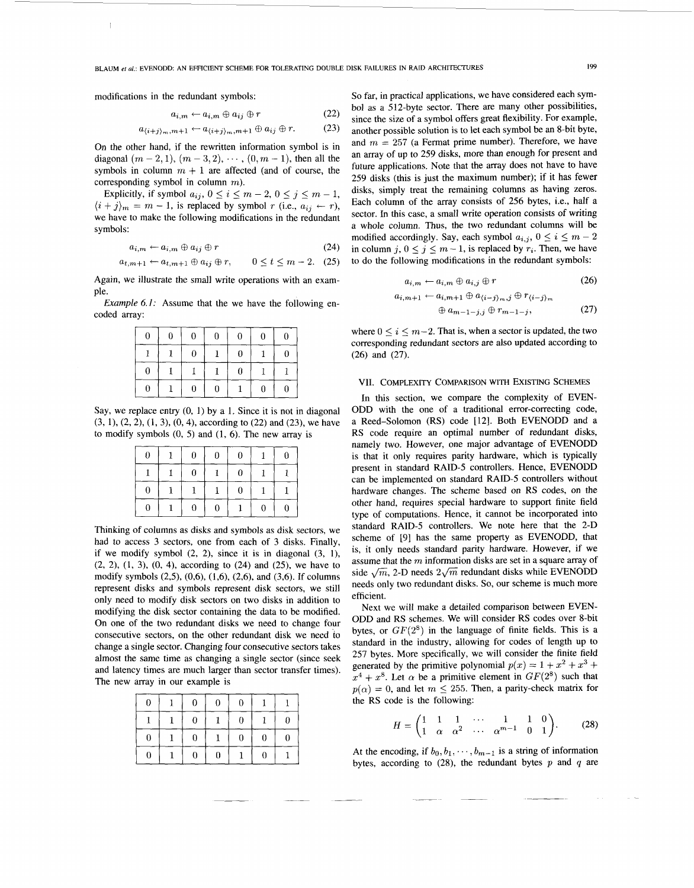modifications in the redundant symbols:

$$a_{i,m} \leftarrow a_{i,m} \oplus a_{ij} \oplus r \tag{22}$$

$$a_{\langle i+j \rangle_m, m+1} \leftarrow a_{\langle i+j \rangle_m, m+1} \oplus a_{ij} \oplus r. \tag{23}$$

On the other hand, if the rewritten information symbol is in diagonal $(m-2, 1), (m-3, 2), \cdots, (0, m-1)$, then all the symbols in column $m+1$ are affected (and of course, the corresponding symbol in column $m$).

Explicitly, if symbol $a_{ij}$, $0 \leq i \leq m-2$, $0 \leq j \leq m-1$, $\langle i+j \rangle_m = m-1$, is replaced by symbol $r$ (i.e., $a_{ij} \leftarrow r$), we have to make the following modifications in the redundant symbols:

$$a_{i,m} \leftarrow a_{i,m} \oplus a_{ij} \oplus r \tag{24}$$

$$a_{t,m+1} \leftarrow a_{t,m+1} \oplus a_{ij} \oplus r, \qquad 0 \leq t \leq m-2. \tag{25}$$

Again, we illustrate the small write operations with an example.

*Example 6.1:* Assume that the we have the following encoded array:

| | | | | | | |
|---|---|---|---|---|---|---|
| 0 | 0 | 0 | 0 | 0 | 0 | 0 |
| 1 | 1 | 0 | 1 | 0 | 1 | 0 |
| 0 | 1 | 1 | 1 | 0 | 1 | 1 |
| 0 | 1 | 0 | 0 | 1 | 0 | 0 |

Say, we replace entry (0, 1) by a 1. Since it is not in diagonal (3, 1), (2, 2), (1, 3), (0, 4), according to (22) and (23), we have to modify symbols (0, 5) and (1, 6). The new array is

| | | | | | | |
|---|---|---|---|---|---|---|
| 0 | 1 | 0 | 0 | 0 | 1 | 0 |
| 1 | 1 | 0 | 1 | 0 | 1 | 1 |
| 0 | 1 | 1 | 1 | 0 | 1 | 1 |
| 0 | 1 | 0 | 0 | 1 | 0 | 0 |

Thinking of columns as disks and symbols as disk sectors, we had to access 3 sectors, one from each of 3 disks. Finally, if we modify symbol (2, 2), since it is in diagonal (3, 1), (2, 2), (1, 3), (0, 4), according to (24) and (25), we have to modify symbols (2,5), (0,6), (1,6), (2,6), and (3,6). If columns represent disks and symbols represent disk sectors, we still only need to modify disk sectors on two disks in addition to modifying the disk sector containing the data to be modified. On one of the two redundant disks we need to change four consecutive sectors, on the other redundant disk we need to change a single sector. Changing four consecutive sectors takes almost the same time as changing a single sector (since seek and latency times are much larger than sector transfer times). The new array in our example is

| | | | | | | |
|---|---|---|---|---|---|---|
| 0 | 1 | 0 | 0 | 0 | 1 | 1 |
| 1 | 1 | 0 | 1 | 0 | 1 | 0 |
| 0 | 1 | 0 | 1 | 0 | 0 | 0 |
| 0 | 1 | 0 | 0 | 1 | 0 | 1 |

So far, in practical applications, we have considered each symbol as a 512-byte sector. There are many other possibilities, since the size of a symbol offers great flexibility. For example, another possible solution is to let each symbol be an 8-bit byte, and $m = 257$ (a Fermat prime number). Therefore, we have an array of up to 259 disks, more than enough for present and future applications. Note that the array does not have to have 259 disks (this is just the maximum number); if it has fewer disks, simply treat the remaining columns as having zeros. Each column of the array consists of 256 bytes, i.e., half a sector. In this case, a small write operation consists of writing a whole column. Thus, the two redundant columns will be modified accordingly. Say, each symbol $a_{i,j}$, $0 \leq i \leq m-2$ in column $j$, $0 \leq j \leq m-1$, is replaced by $r_i$. Then, we have to do the following modifications in the redundant symbols:

$$a_{i,m} \leftarrow a_{i,m} \oplus a_{i,j} \oplus r \tag{26}$$

$$a_{i,m+1} \leftarrow a_{i,m+1} \oplus a_{\langle i-j \rangle_m, j} \oplus r_{\langle i-j \rangle_m} \oplus a_{m-1-j,j} \oplus r_{m-1-j}, \tag{27}$$

where $0 \leq i \leq m-2$. That is, when a sector is updated, the two corresponding redundant sectors are also updated according to (26) and (27).

## VII. Complexity Comparison with Existing Schemes

In this section, we compare the complexity of EVENODD with the one of a traditional error-correcting code, a Reed–Solomon (RS) code [12]. Both EVENODD and a RS code require an optimal number of redundant disks, namely two. However, one major advantage of EVENODD is that it only requires parity hardware, which is typically present in standard RAID-5 controllers. Hence, EVENODD can be implemented on standard RAID-5 controllers without hardware changes. The scheme based on RS codes, on the other hand, requires special hardware to support finite field type of computations. Hence, it cannot be incorporated into standard RAID-5 controllers. We note here that the 2-D scheme of [9] has the same property as EVENODD, that is, it only needs standard parity hardware. However, if we assume that the $m$ information disks are set in a square array of side $\sqrt{m}$, 2-D needs $2\sqrt{m}$ redundant disks while EVENODD needs only two redundant disks. So, our scheme is much more efficient.

Next we will make a detailed comparison between EVENODD and RS schemes. We will consider RS codes over 8-bit bytes, or $GF(2^8)$ in the language of finite fields. This is a standard in the industry, allowing for codes of length up to 257 bytes. More specifically, we will consider the finite field generated by the primitive polynomial $p(x) = 1 + x^2 + x^3 + x^4 + x^8$. Let $\alpha$ be a primitive element in $GF(2^8)$ such that $p(\alpha) = 0$, and let $m \leq 255$. Then, a parity-check matrix for the RS code is the following:

$$H = \begin{pmatrix} 1 & 1 & 1 & \cdots & 1 & 1 & 0 \\ 1 & \alpha & \alpha^2 & \cdots & \alpha^{m-1} & 0 & 1 \end{pmatrix}. \tag{28}$$

At the encoding, if $b_0, b_1, \cdots, b_{m-1}$ is a string of information bytes, according to (28), the redundant bytes $p$ and $q$ are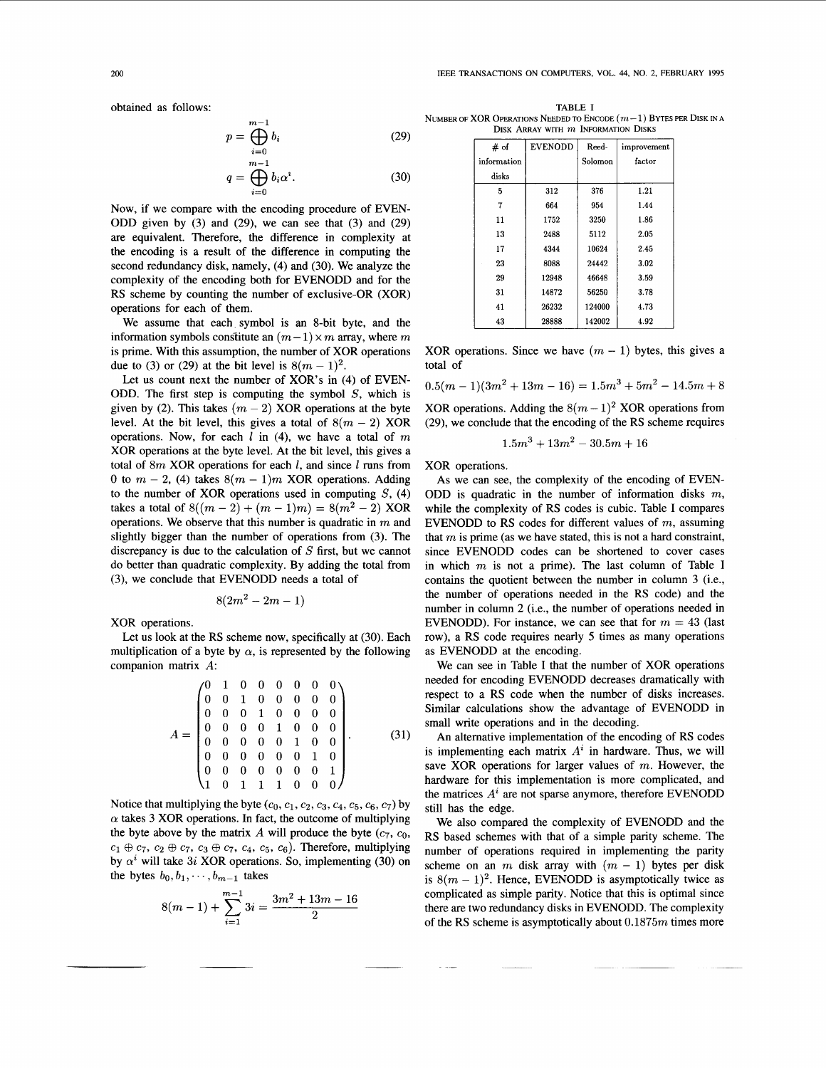obtained as follows:

$$p = \bigoplus_{i=0}^{m-1} b_i \tag{29}$$

$$q = \bigoplus_{i=0}^{m-1} b_i \alpha^i. \tag{30}$$

Now, if we compare with the encoding procedure of EVENODD given by (3) and (29), we can see that (3) and (29) are equivalent. Therefore, the difference in complexity at the encoding is a result of the difference in computing the second redundancy disk, namely, (4) and (30). We analyze the complexity of the encoding both for EVENODD and for the RS scheme by counting the number of exclusive-OR (XOR) operations for each of them.

We assume that each symbol is an 8-bit byte, and the information symbols constitute an $(m-1) \times m$ array, where $m$ is prime. With this assumption, the number of XOR operations due to (3) or (29) at the bit level is $8(m-1)^2$.

Let us count next the number of XOR's in (4) of EVENODD. The first step is computing the symbol $S$, which is given by (2). This takes $(m-2)$ XOR operations at the byte level. At the bit level, this gives a total of $8(m-2)$ XOR operations. Now, for each $l$ in (4), we have a total of $m$ XOR operations at the byte level. At the bit level, this gives a total of $8m$ XOR operations for each $l$, and since $l$ runs from 0 to $m-2$, (4) takes $8(m-1)m$ XOR operations. Adding to the number of XOR operations used in computing $S$, (4) takes a total of $8((m-2)+(m-1)m) = 8(m^2-2)$ XOR operations. We observe that this number is quadratic in $m$ and slightly bigger than the number of operations from (3). The discrepancy is due to the calculation of $S$ first, but we cannot do better than quadratic complexity. By adding the total from (3), we conclude that EVENODD needs a total of

$$8(2m^2 - 2m - 1)$$

XOR operations.

Let us look at the RS scheme now, specifically at (30). Each multiplication of a byte by $\alpha$, is represented by the following companion matrix $A$:

$$A = \begin{pmatrix} 0 & 1 & 0 & 0 & 0 & 0 & 0 & 0 \\ 0 & 0 & 1 & 0 & 0 & 0 & 0 & 0 \\ 0 & 0 & 0 & 1 & 0 & 0 & 0 & 0 \\ 0 & 0 & 0 & 0 & 1 & 0 & 0 & 0 \\ 0 & 0 & 0 & 0 & 0 & 1 & 0 & 0 \\ 0 & 0 & 0 & 0 & 0 & 0 & 1 & 0 \\ 0 & 0 & 0 & 0 & 0 & 0 & 0 & 1 \\ 1 & 0 & 1 & 1 & 1 & 0 & 0 & 0 \end{pmatrix}. \tag{31}$$

Notice that multiplying the byte $(c_0, c_1, c_2, c_3, c_4, c_5, c_6, c_7)$ by $\alpha$ takes 3 XOR operations. In fact, the outcome of multiplying the byte above by the matrix $A$ will produce the byte $(c_7, c_0, c_1 \oplus c_7, c_2 \oplus c_7, c_3 \oplus c_7, c_4, c_5, c_6)$. Therefore, multiplying by $\alpha^i$ will take $3i$ XOR operations. So, implementing (30) on the bytes $b_0, b_1, \cdots, b_{m-1}$ takes

$$8(m-1) + \sum_{i=1}^{m-1} 3i = \frac{3m^2 + 13m - 16}{2}$$

XOR operations. Since we have $(m-1)$ bytes, this gives a total of

$$0.5(m-1)(3m^2 + 13m - 16) = 1.5m^3 + 5m^2 - 14.5m + 8$$

XOR operations. Adding the $8(m-1)^2$ XOR operations from (29), we conclude that the encoding of the RS scheme requires

$$1.5m^3 + 13m^2 - 30.5m + 16$$

XOR operations.

TABLE I
NUMBER OF XOR OPERATIONS NEEDED TO ENCODE $(m-1)$ BYTES PER DISK IN A DISK ARRAY WITH $m$ INFORMATION DISKS

| # of information disks | EVENODD | Reed-Solomon | improvement factor |
|---|---|---|---|
| 5 | 312 | 376 | 1.21 |
| 7 | 664 | 954 | 1.44 |
| 11 | 1752 | 3250 | 1.86 |
| 13 | 2488 | 5112 | 2.05 |
| 17 | 4344 | 10624 | 2.45 |
| 23 | 8088 | 24442 | 3.02 |
| 29 | 12948 | 46648 | 3.59 |
| 31 | 14872 | 56250 | 3.78 |
| 41 | 26232 | 124000 | 4.73 |
| 43 | 28888 | 142002 | 4.92 |

As we can see, the complexity of the encoding of EVENODD is quadratic in the number of information disks $m$, while the complexity of RS codes is cubic. Table I compares EVENODD to RS codes for different values of $m$, assuming that $m$ is prime (as we have stated, this is not a hard constraint, since EVENODD codes can be shortened to cover cases in which $m$ is not a prime). The last column of Table I contains the quotient between the number in column 3 (i.e., the number of operations needed in the RS code) and the number in column 2 (i.e., the number of operations needed in EVENODD). For instance, we can see that for $m = 43$ (last row), a RS code requires nearly 5 times as many operations as EVENODD at the encoding.

We can see in Table I that the number of XOR operations needed for encoding EVENODD decreases dramatically with respect to a RS code when the number of disks increases. Similar calculations show the advantage of EVENODD in small write operations and in the decoding.

An alternative implementation of the encoding of RS codes is implementing each matrix $A^i$ in hardware. Thus, we will save XOR operations for larger values of $m$. However, the hardware for this implementation is more complicated, and the matrices $A^i$ are not sparse anymore, therefore EVENODD still has the edge.

We also compared the complexity of EVENODD and the RS based schemes with that of a simple parity scheme. The number of operations required in implementing the parity scheme on an $m$ disk array with $(m-1)$ bytes per disk is $8(m-1)^2$. Hence, EVENODD is asymptotically twice as complicated as simple parity. Notice that this is optimal since there are two redundancy disks in EVENODD. The complexity of the RS scheme is asymptotically about $0.1875m$ times more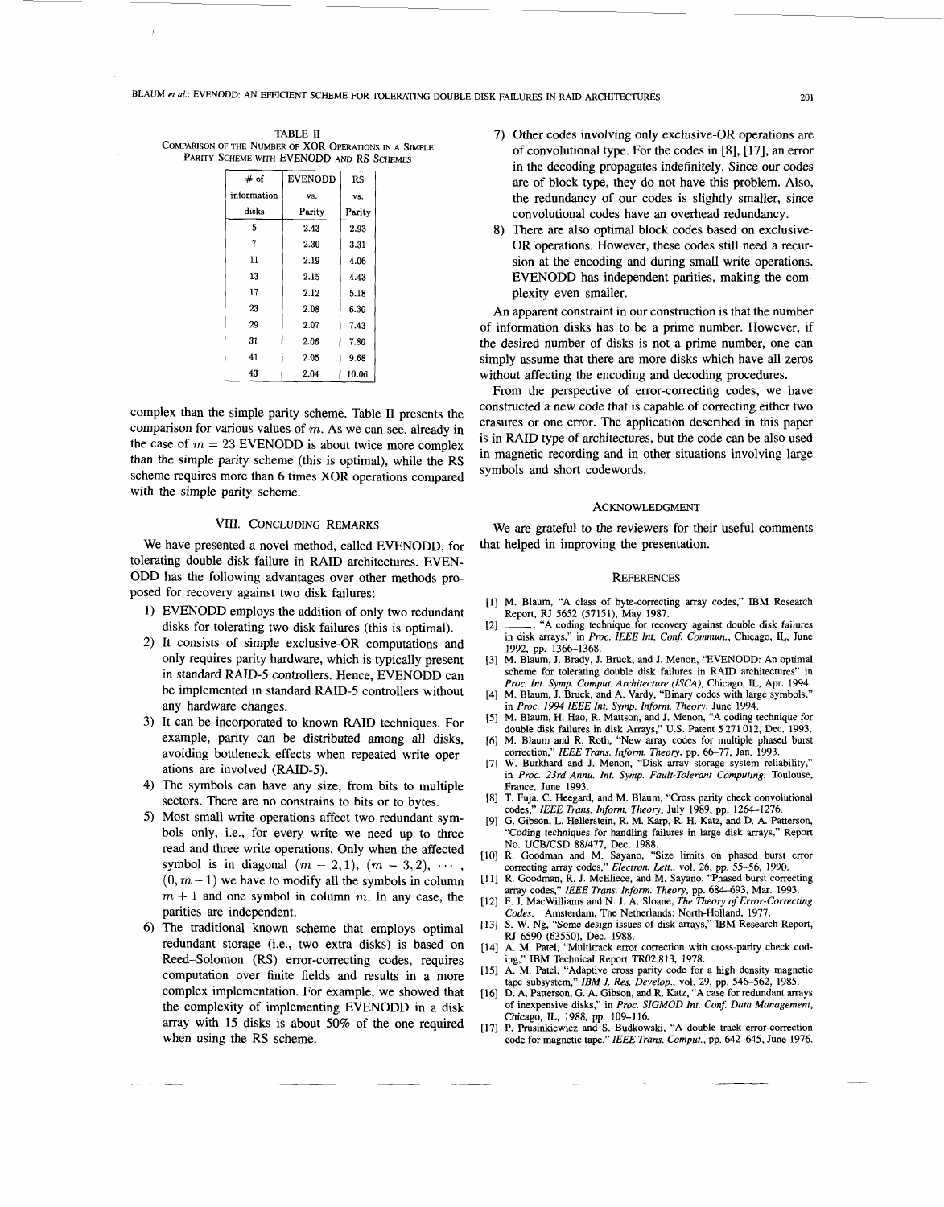TABLE II
COMPARISON OF THE NUMBER OF XOR OPERATIONS IN A SIMPLE PARITY SCHEME WITH EVENODD AND RS SCHEMES

| # of information disks | EVENODD vs. Parity | RS vs. Parity |
|---|---|---|
| 5 | 2.43 | 2.93 |
| 7 | 2.30 | 3.31 |
| 11 | 2.19 | 4.06 |
| 13 | 2.15 | 4.43 |
| 17 | 2.12 | 5.18 |
| 23 | 2.08 | 6.30 |
| 29 | 2.07 | 7.43 |
| 31 | 2.06 | 7.80 |
| 41 | 2.05 | 9.68 |
| 43 | 2.04 | 10.06 |

complex than the simple parity scheme. Table II presents the comparison for various values of $m$. As we can see, already in the case of $m = 23$ EVENODD is about twice more complex than the simple parity scheme (this is optimal), while the RS scheme requires more than 6 times XOR operations compared with the simple parity scheme.

## VIII. CONCLUDING REMARKS

We have presented a novel method, called EVENODD, for tolerating double disk failure in RAID architectures. EVENODD has the following advantages over other methods proposed for recovery against two disk failures:

1) EVENODD employs the addition of only two redundant disks for tolerating two disk failures (this is optimal).
2) It consists of simple exclusive-OR computations and only requires parity hardware, which is typically present in standard RAID-5 controllers. Hence, EVENODD can be implemented in standard RAID-5 controllers without any hardware changes.
3) It can be incorporated to known RAID techniques. For example, parity can be distributed among all disks, avoiding bottleneck effects when repeated write operations are involved (RAID-5).
4) The symbols can have any size, from bits to multiple sectors. There are no constrains to bits or to bytes.
5) Most small write operations affect two redundant symbols only, i.e., for every write we need up to three read and three write operations. Only when the affected symbol is in diagonal $(m-2,1)$, $(m-3,2)$, $\cdots$, $(0, m-1)$ we have to modify all the symbols in column $m+1$ and one symbol in column $m$. In any case, the parities are independent.
6) The traditional known scheme that employs optimal redundant storage (i.e., two extra disks) is based on Reed–Solomon (RS) error-correcting codes, requires computation over finite fields and results in a more complex implementation. For example, we showed that the complexity of implementing EVENODD in a disk array with 15 disks is about 50% of the one required when using the RS scheme.
7) Other codes involving only exclusive-OR operations are of convolutional type. For the codes in [8], [17], an error in the decoding propagates indefinitely. Since our codes are of block type, they do not have this problem. Also, the redundancy of our codes is slightly smaller, since convolutional codes have an overhead redundancy.
8) There are also optimal block codes based on exclusive-OR operations. However, these codes still need a recursion at the encoding and during small write operations. EVENODD has independent parities, making the complexity even smaller.

An apparent constraint in our construction is that the number of information disks has to be a prime number. However, if the desired number of disks is not a prime number, one can simply assume that there are more disks which have all zeros without affecting the encoding and decoding procedures.

From the perspective of error-correcting codes, we have constructed a new code that is capable of correcting either two erasures or one error. The application described in this paper is in RAID type of architectures, but the code can be also used in magnetic recording and in other situations involving large symbols and short codewords.

## ACKNOWLEDGMENT

We are grateful to the reviewers for their useful comments that helped in improving the presentation.

## REFERENCES

[1] M. Blaum, "A class of byte-correcting array codes," IBM Research Report, RJ 5652 (57151), May 1987.

[2] ——, "A coding technique for recovery against double disk failures in disk arrays," in *Proc. IEEE Int. Conf. Commun.*, Chicago, IL, June 1992, pp. 1366–1368.

[3] M. Blaum, J. Brady, J. Bruck, and J. Menon, "EVENODD: An optimal scheme for tolerating double disk failures in RAID architectures" in *Proc. Int. Symp. Comput. Architecture (ISCA)*, Chicago, IL, Apr. 1994.

[4] M. Blaum, J. Bruck, and A. Vardy, "Binary codes with large symbols," in *Proc. 1994 IEEE Int. Symp. Inform. Theory*, June 1994.

[5] M. Blaum, H. Hao, R. Mattson, and J. Menon, "A coding technique for double disk failures in disk Arrays," U.S. Patent 5 271 012, Dec. 1993.

[6] M. Blaum and R. Roth, "New array codes for multiple phased burst correction," *IEEE Trans. Inform. Theory*, pp. 66–77, Jan. 1993.

[7] W. Burkhard and J. Menon, "Disk array storage system reliability," in *Proc. 23rd Annu. Int. Symp. Fault-Tolerant Computing*, Toulouse, France, June 1993.

[8] T. Fuja, C. Heegard, and M. Blaum, "Cross parity check convolutional codes," *IEEE Trans. Inform. Theory*, July 1989, pp. 1264–1276.

[9] G. Gibson, L. Hellerstein, R. M. Karp, R. H. Katz, and D. A. Patterson, "Coding techniques for handling failures in large disk arrays," Report No. UCB/CSD 88/477, Dec. 1988.

[10] R. Goodman and M. Sayano, "Size limits on phased burst error correcting array codes," *Electron. Lett.*, vol. 26, pp. 55–56, 1990.

[11] R. Goodman, R. J. McEliece, and M. Sayano, "Phased burst correcting array codes," *IEEE Trans. Inform. Theory*, pp. 684–693, Mar. 1993.

[12] F. J. MacWilliams and N. J. A. Sloane, *The Theory of Error-Correcting Codes*. Amsterdam, The Netherlands: North-Holland, 1977.

[13] S. W. Ng, "Some design issues of disk arrays," IBM Research Report, RJ 6590 (63550), Dec. 1988.

[14] A. M. Patel, "Multitrack error correction with cross-parity check coding," IBM Technical Report TR02.813, 1978.

[15] A. M. Patel, "Adaptive cross parity code for a high density magnetic tape subsystem," *IBM J. Res. Develop.*, vol. 29, pp. 546–562, 1985.

[16] D. A. Patterson, G. A. Gibson, and R. Katz, "A case for redundant arrays of inexpensive disks," in *Proc. SIGMOD Int. Conf. Data Management*, Chicago, IL, 1988, pp. 109–116.

[17] P. Prusinkiewicz and S. Budkowski, "A double track error-correction code for magnetic tape," *IEEE Trans. Comput.*, pp. 642–645, June 1976.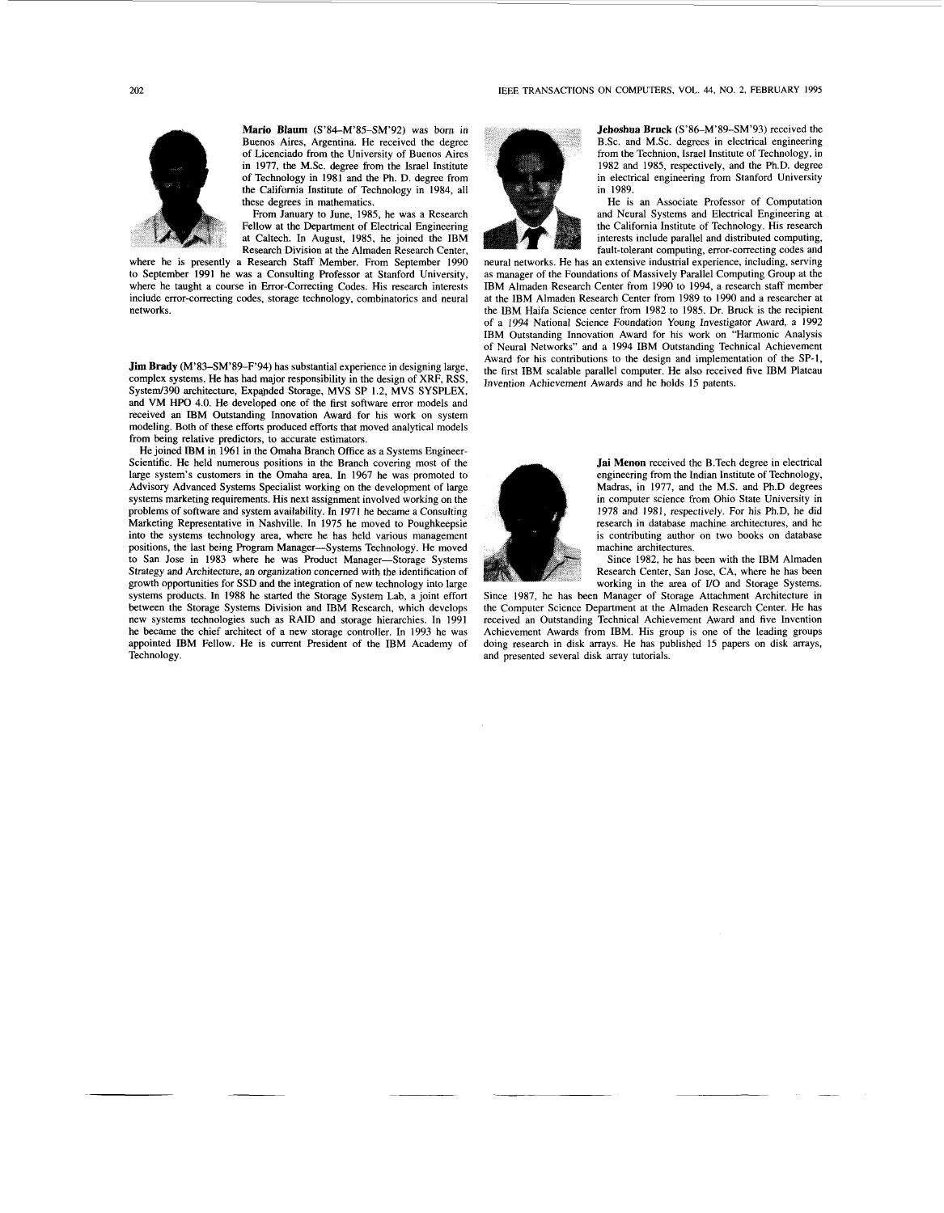**Mario Blaum** (S'84–M'85–SM'92) was born in Buenos Aires, Argentina. He received the degree of Licenciado from the University of Buenos Aires in 1977, the M.Sc. degree from the Israel Institute of Technology in 1981 and the Ph. D. degree from the California Institute of Technology in 1984, all these degrees in mathematics.

From January to June, 1985, he was a Research Fellow at the Department of Electrical Engineering at Caltech. In August, 1985, he joined the IBM Research Division at the Almaden Research Center, where he is presently a Research Staff Member. From September 1990 to September 1991 he was a Consulting Professor at Stanford University, where he taught a course in Error-Correcting Codes. His research interests include error-correcting codes, storage technology, combinatorics and neural networks.

**Jim Brady** (M'83–SM'89–F'94) has substantial experience in designing large, complex systems. He has had major responsibility in the design of XRF, RSS, System/390 architecture, Expanded Storage, MVS SP 1.2, MVS SYSPLEX, and VM HPO 4.0. He developed one of the first software error models and received an IBM Outstanding Innovation Award for his work on system modeling. Both of these efforts produced efforts that moved analytical models from being relative predictors, to accurate estimators.

He joined IBM in 1961 in the Omaha Branch Office as a Systems Engineer-Scientific. He held numerous positions in the Branch covering most of the large system's customers in the Omaha area. In 1967 he was promoted to Advisory Advanced Systems Specialist working on the development of large systems marketing requirements. His next assignment involved working on the problems of software and system availability. In 1971 he became a Consulting Marketing Representative in Nashville. In 1975 he moved to Poughkeepsie into the systems technology area, where he has held various management positions, the last being Program Manager—Systems Technology. He moved to San Jose in 1983 where he was Product Manager—Storage Systems Strategy and Architecture, an organization concerned with the identification of growth opportunities for SSD and the integration of new technology into large systems products. In 1988 he started the Storage System Lab, a joint effort between the Storage Systems Division and IBM Research, which develops new systems technologies such as RAID and storage hierarchies. In 1991 he became the chief architect of a new storage controller. In 1993 he was appointed IBM Fellow. He is current President of the IBM Academy of Technology.

**Jehoshua Bruck** (S'86–M'89–SM'93) received the B.Sc. and M.Sc. degrees in electrical engineering from the Technion, Israel Institute of Technology, in 1982 and 1985, respectively, and the Ph.D. degree in electrical engineering from Stanford University in 1989.

He is an Associate Professor of Computation and Neural Systems and Electrical Engineering at the California Institute of Technology. His research interests include parallel and distributed computing, fault-tolerant computing, error-correcting codes and neural networks. He has an extensive industrial experience, including, serving as manager of the Foundations of Massively Parallel Computing Group at the IBM Almaden Research Center from 1990 to 1994, a research staff member at the IBM Almaden Research Center from 1989 to 1990 and a researcher at the IBM Haifa Science center from 1982 to 1985. Dr. Bruck is the recipient of a 1994 National Science Foundation Young Investigator Award, a 1992 IBM Outstanding Innovation Award for his work on "Harmonic Analysis of Neural Networks" and a 1994 IBM Outstanding Technical Achievement Award for his contributions to the design and implementation of the SP-1, the first IBM scalable parallel computer. He also received five IBM Plateau Invention Achievement Awards and he holds 15 patents.

**Jai Menon** received the B.Tech degree in electrical engineering from the Indian Institute of Technology, Madras, in 1977, and the M.S. and Ph.D degrees in computer science from Ohio State University in 1978 and 1981, respectively. For his Ph.D, he did research in database machine architectures, and he is contributing author on two books on database machine architectures.

Since 1982, he has been with the IBM Almaden Research Center, San Jose, CA, where he has been working in the area of I/O and Storage Systems. Since 1987, he has been Manager of Storage Attachment Architecture in the Computer Science Department at the Almaden Research Center. He has received an Outstanding Technical Achievement Award and five Invention Achievement Awards from IBM. His group is one of the leading groups doing research in disk arrays. He has published 15 papers on disk arrays, and presented several disk array tutorials.